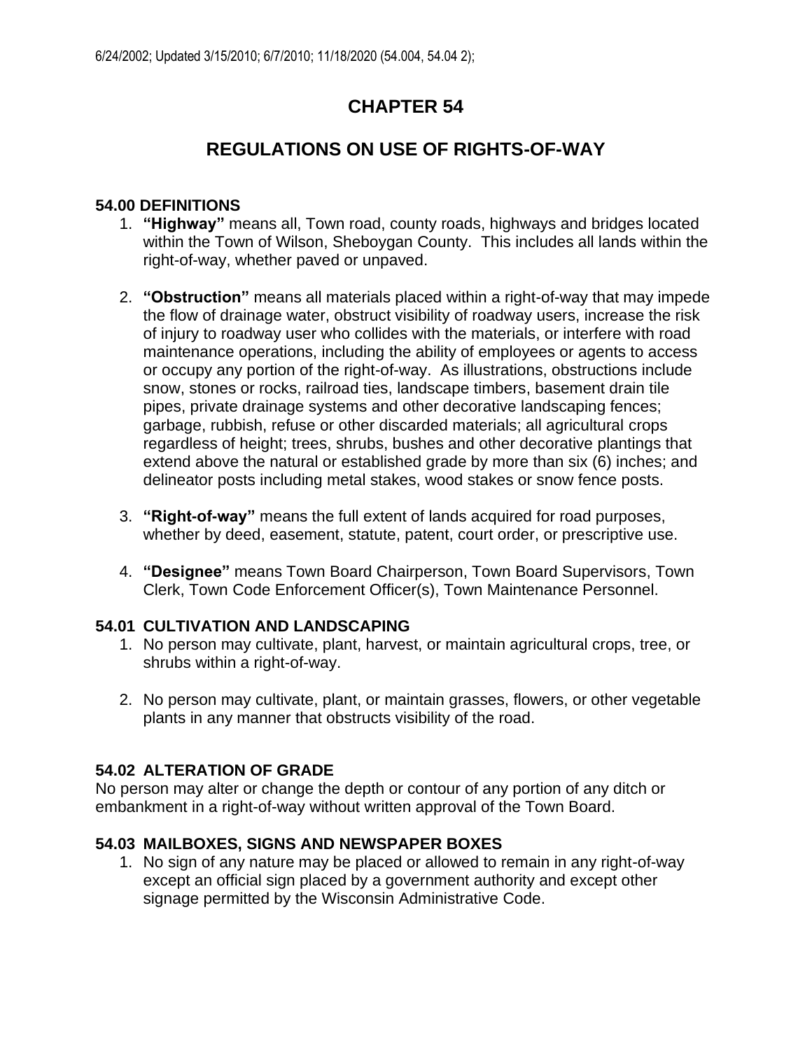6/24/2002; Updated 3/15/2010; 6/7/2010; 11/18/2020 (54.004, 54.04 2);

# CHAPTER 54

# REGULATIONS ON USE OF RIGHTS-OF-WAY

### 54.00 DEFINITIONS

1. **"Highway"** means all, Town road, county roads, highways and bridges located within the Town of Wilson, Sheboygan County. This includes all lands within the right-of-way, whether paved or unpaved.

2. **"Obstruction"** means all materials placed within a right-of-way that may impede the flow of drainage water, obstruct visibility of roadway users, increase the risk of injury to roadway user who collides with the materials, or interfere with road maintenance operations, including the ability of employees or agents to access or occupy any portion of the right-of-way. As illustrations, obstructions include snow, stones or rocks, railroad ties, landscape timbers, basement drain tile pipes, private drainage systems and other decorative landscaping fences; garbage, rubbish, refuse or other discarded materials; all agricultural crops regardless of height; trees, shrubs, bushes and other decorative plantings that extend above the natural or established grade by more than six (6) inches; and delineator posts including metal stakes, wood stakes or snow fence posts.

3. **"Right-of-way"** means the full extent of lands acquired for road purposes, whether by deed, easement, statute, patent, court order, or prescriptive use.

4. **"Designee"** means Town Board Chairperson, Town Board Supervisors, Town Clerk, Town Code Enforcement Officer(s), Town Maintenance Personnel.

### 54.01 CULTIVATION AND LANDSCAPING

1. No person may cultivate, plant, harvest, or maintain agricultural crops, tree, or shrubs within a right-of-way.

2. No person may cultivate, plant, or maintain grasses, flowers, or other vegetable plants in any manner that obstructs visibility of the road.

### 54.02 ALTERATION OF GRADE

No person may alter or change the depth or contour of any portion of any ditch or embankment in a right-of-way without written approval of the Town Board.

### 54.03 MAILBOXES, SIGNS AND NEWSPAPER BOXES

1. No sign of any nature may be placed or allowed to remain in any right-of-way except an official sign placed by a government authority and except other signage permitted by the Wisconsin Administrative Code.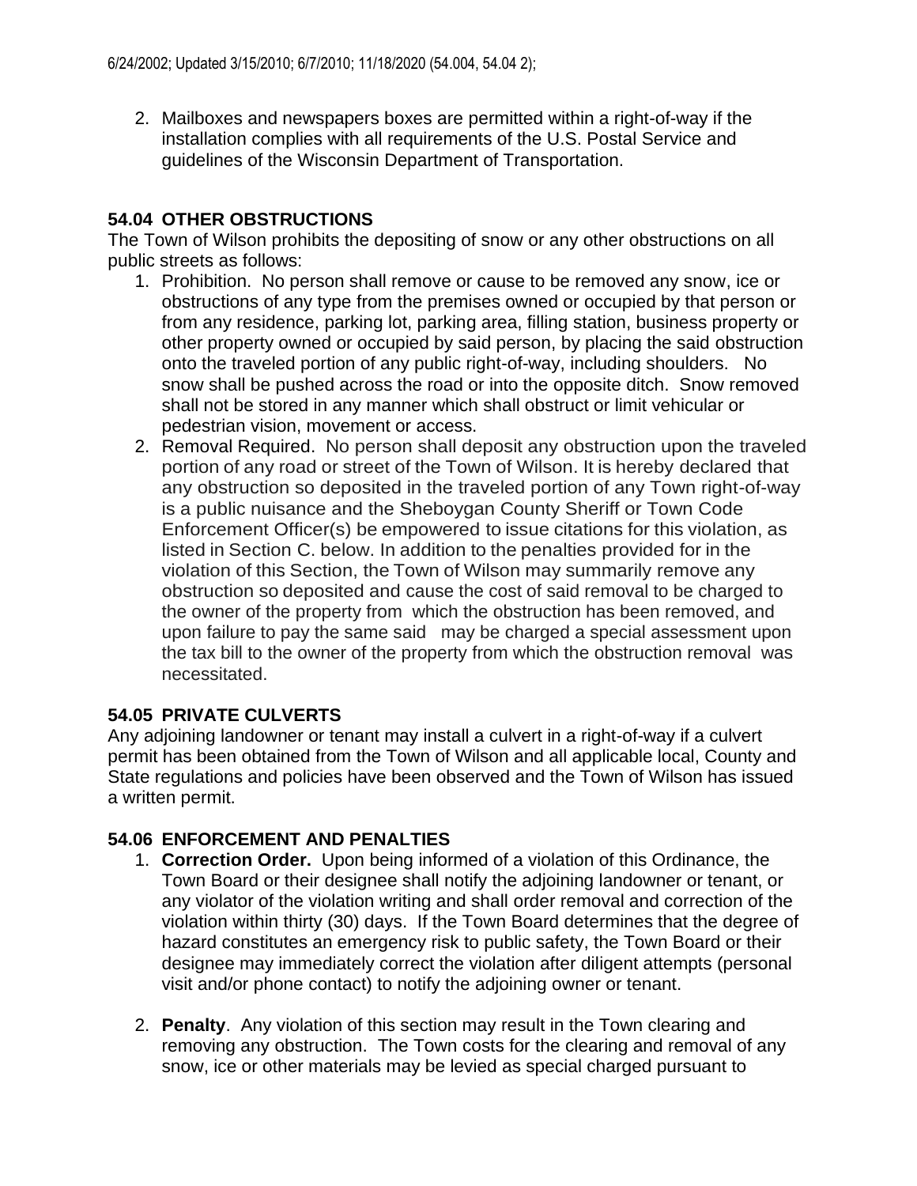6/24/2002; Updated 3/15/2010; 6/7/2010; 11/18/2020 (54.004, 54.04 2);

2. Mailboxes and newspapers boxes are permitted within a right-of-way if the installation complies with all requirements of the U.S. Postal Service and guidelines of the Wisconsin Department of Transportation.

## 54.04 OTHER OBSTRUCTIONS

The Town of Wilson prohibits the depositing of snow or any other obstructions on all public streets as follows:

1. Prohibition. No person shall remove or cause to be removed any snow, ice or obstructions of any type from the premises owned or occupied by that person or from any residence, parking lot, parking area, filling station, business property or other property owned or occupied by said person, by placing the said obstruction onto the traveled portion of any public right-of-way, including shoulders. No snow shall be pushed across the road or into the opposite ditch. Snow removed shall not be stored in any manner which shall obstruct or limit vehicular or pedestrian vision, movement or access.
2. Removal Required. No person shall deposit any obstruction upon the traveled portion of any road or street of the Town of Wilson. It is hereby declared that any obstruction so deposited in the traveled portion of any Town right-of-way is a public nuisance and the Sheboygan County Sheriff or Town Code Enforcement Officer(s) be empowered to issue citations for this violation, as listed in Section C. below. In addition to the penalties provided for in the violation of this Section, the Town of Wilson may summarily remove any obstruction so deposited and cause the cost of said removal to be charged to the owner of the property from which the obstruction has been removed, and upon failure to pay the same said may be charged a special assessment upon the tax bill to the owner of the property from which the obstruction removal was necessitated.

## 54.05 PRIVATE CULVERTS

Any adjoining landowner or tenant may install a culvert in a right-of-way if a culvert permit has been obtained from the Town of Wilson and all applicable local, County and State regulations and policies have been observed and the Town of Wilson has issued a written permit.

## 54.06 ENFORCEMENT AND PENALTIES

1. **Correction Order.** Upon being informed of a violation of this Ordinance, the Town Board or their designee shall notify the adjoining landowner or tenant, or any violator of the violation writing and shall order removal and correction of the violation within thirty (30) days. If the Town Board determines that the degree of hazard constitutes an emergency risk to public safety, the Town Board or their designee may immediately correct the violation after diligent attempts (personal visit and/or phone contact) to notify the adjoining owner or tenant.

2. **Penalty**. Any violation of this section may result in the Town clearing and removing any obstruction. The Town costs for the clearing and removal of any snow, ice or other materials may be levied as special charged pursuant to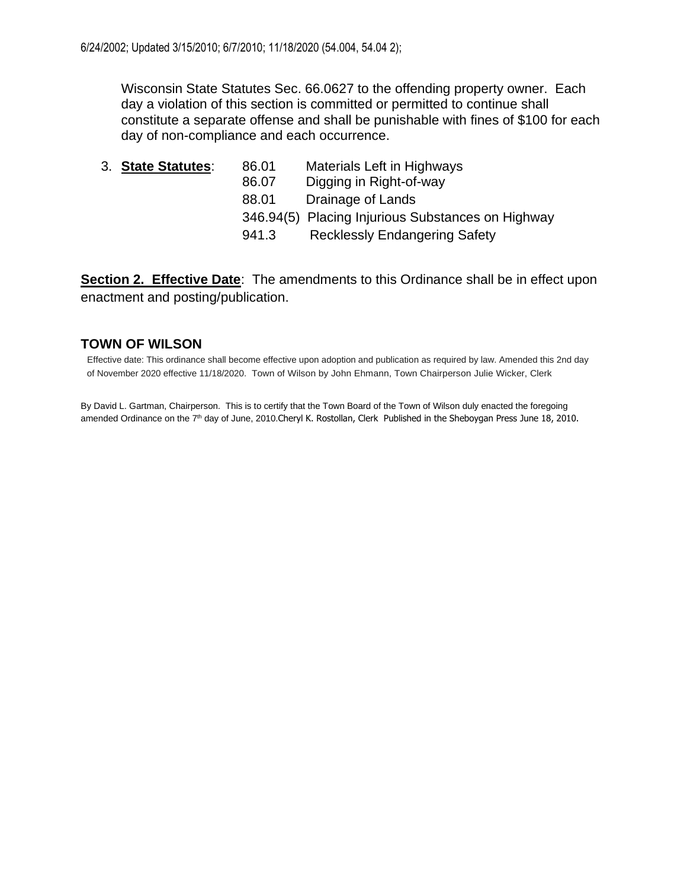Wisconsin State Statutes Sec. 66.0627 to the offending property owner. Each day a violation of this section is committed or permitted to continue shall constitute a separate offense and shall be punishable with fines of $100 for each day of non-compliance and each occurrence.

3. **State Statutes**:

| | |
|---|---|
| 86.01 | Materials Left in Highways |
| 86.07 | Digging in Right-of-way |
| 88.01 | Drainage of Lands |
| 346.94(5) | Placing Injurious Substances on Highway |
| 941.3 | Recklessly Endangering Safety |

**Section 2. Effective Date**: The amendments to this Ordinance shall be in effect upon enactment and posting/publication.

**TOWN OF WILSON**

Effective date: This ordinance shall become effective upon adoption and publication as required by law. Amended this 2nd day of November 2020 effective 11/18/2020. Town of Wilson by John Ehmann, Town Chairperson Julie Wicker, Clerk

By David L. Gartman, Chairperson. This is to certify that the Town Board of the Town of Wilson duly enacted the foregoing amended Ordinance on the 7th day of June, 2010.Cheryl K. Rostollan, Clerk Published in the Sheboygan Press June 18, 2010.